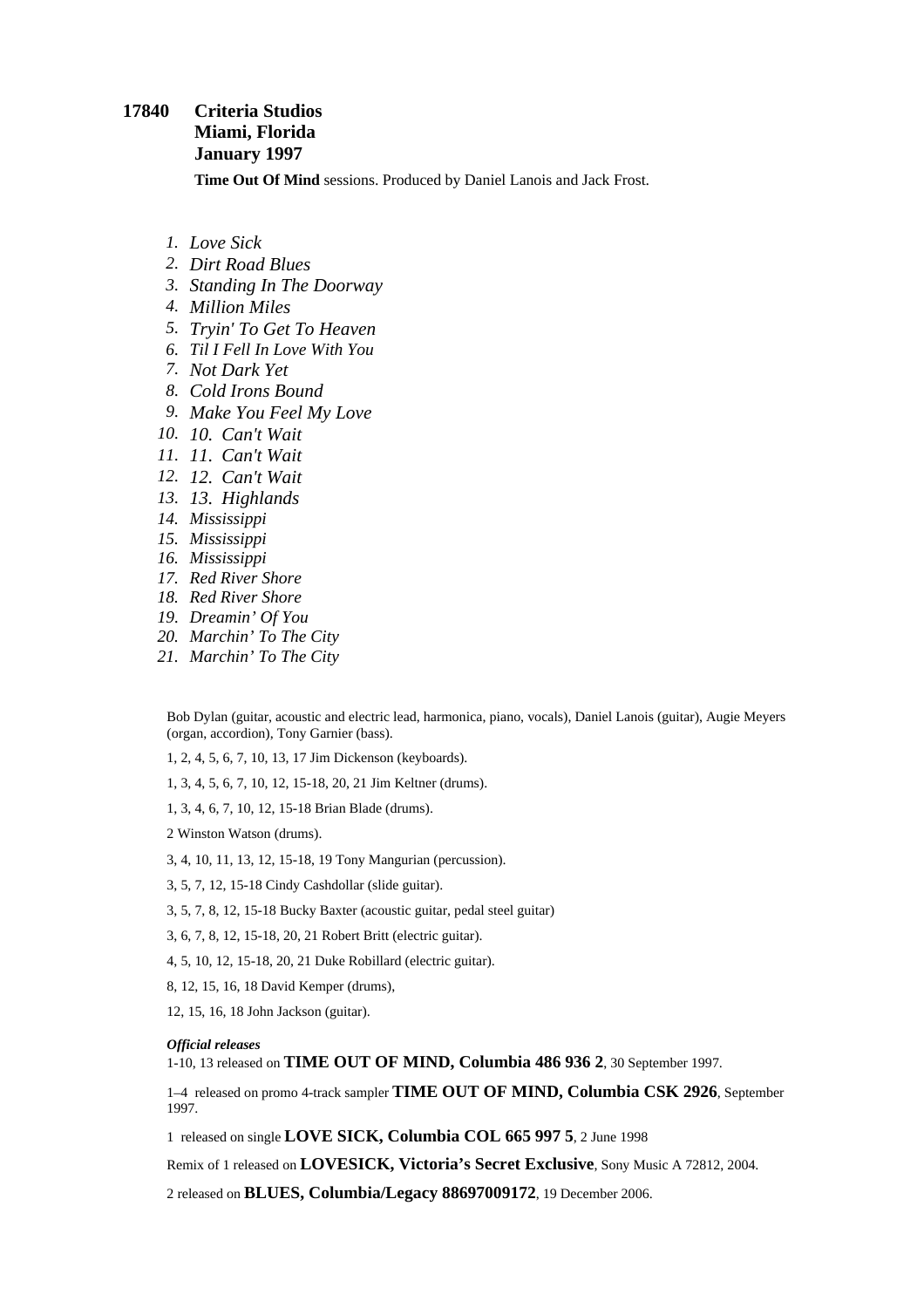**17840 Criteria Studios**
**Miami, Florida**
**January 1997**

**Time Out Of Mind** sessions. Produced by Daniel Lanois and Jack Frost.

1. *Love Sick*
2. *Dirt Road Blues*
3. *Standing In The Doorway*
4. *Million Miles*
5. *Tryin' To Get To Heaven*
6. *Til I Fell In Love With You*
7. *Not Dark Yet*
8. *Cold Irons Bound*
9. *Make You Feel My Love*
10. *10. Can't Wait*
11. *11. Can't Wait*
12. *12. Can't Wait*
13. *13. Highlands*
14. *Mississippi*
15. *Mississippi*
16. *Mississippi*
17. *Red River Shore*
18. *Red River Shore*
19. *Dreamin' Of You*
20. *Marchin' To The City*
21. *Marchin' To The City*

Bob Dylan (guitar, acoustic and electric lead, harmonica, piano, vocals), Daniel Lanois (guitar), Augie Meyers (organ, accordion), Tony Garnier (bass).

1, 2, 4, 5, 6, 7, 10, 13, 17 Jim Dickenson (keyboards).

1, 3, 4, 5, 6, 7, 10, 12, 15-18, 20, 21 Jim Keltner (drums).

1, 3, 4, 6, 7, 10, 12, 15-18 Brian Blade (drums).

2 Winston Watson (drums).

3, 4, 10, 11, 13, 12, 15-18, 19 Tony Mangurian (percussion).

3, 5, 7, 12, 15-18 Cindy Cashdollar (slide guitar).

3, 5, 7, 8, 12, 15-18 Bucky Baxter (acoustic guitar, pedal steel guitar)

3, 6, 7, 8, 12, 15-18, 20, 21 Robert Britt (electric guitar).

4, 5, 10, 12, 15-18, 20, 21 Duke Robillard (electric guitar).

8, 12, 15, 16, 18 David Kemper (drums),

12, 15, 16, 18 John Jackson (guitar).

***Official releases***

1-10, 13 released on **TIME OUT OF MIND, Columbia 486 936 2**, 30 September 1997.

1–4 released on promo 4-track sampler **TIME OUT OF MIND, Columbia CSK 2926**, September 1997.

1 released on single **LOVE SICK, Columbia COL 665 997 5**, 2 June 1998

Remix of 1 released on **LOVESICK, Victoria's Secret Exclusive**, Sony Music A 72812, 2004.

2 released on **BLUES, Columbia/Legacy 88697009172**, 19 December 2006.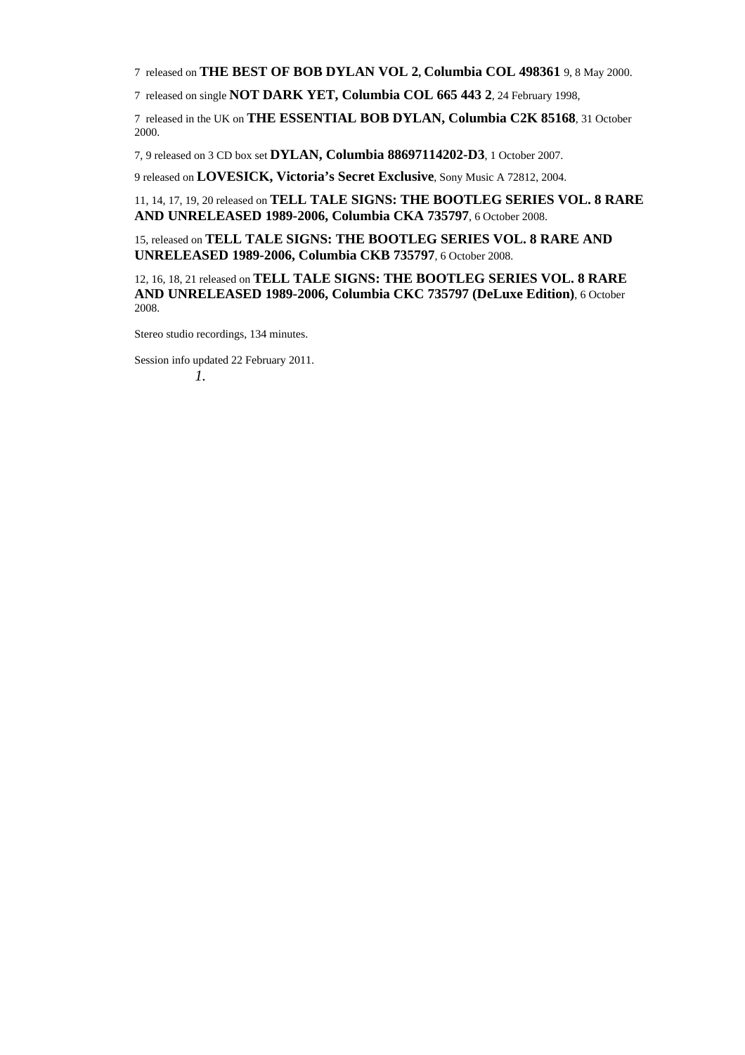7 released on **THE BEST OF BOB DYLAN VOL 2, Columbia COL 498361** 9, 8 May 2000.

7 released on single **NOT DARK YET, Columbia COL 665 443 2**, 24 February 1998,

7 released in the UK on **THE ESSENTIAL BOB DYLAN, Columbia C2K 85168**, 31 October 2000.

7, 9 released on 3 CD box set **DYLAN, Columbia 88697114202-D3**, 1 October 2007.

9 released on **LOVESICK, Victoria's Secret Exclusive**, Sony Music A 72812, 2004.

11, 14, 17, 19, 20 released on **TELL TALE SIGNS: THE BOOTLEG SERIES VOL. 8 RARE AND UNRELEASED 1989-2006, Columbia CKA 735797**, 6 October 2008.

15, released on **TELL TALE SIGNS: THE BOOTLEG SERIES VOL. 8 RARE AND UNRELEASED 1989-2006, Columbia CKB 735797**, 6 October 2008.

12, 16, 18, 21 released on **TELL TALE SIGNS: THE BOOTLEG SERIES VOL. 8 RARE AND UNRELEASED 1989-2006, Columbia CKC 735797 (DeLuxe Edition)**, 6 October 2008.

Stereo studio recordings, 134 minutes.

Session info updated 22 February 2011.

*1.*